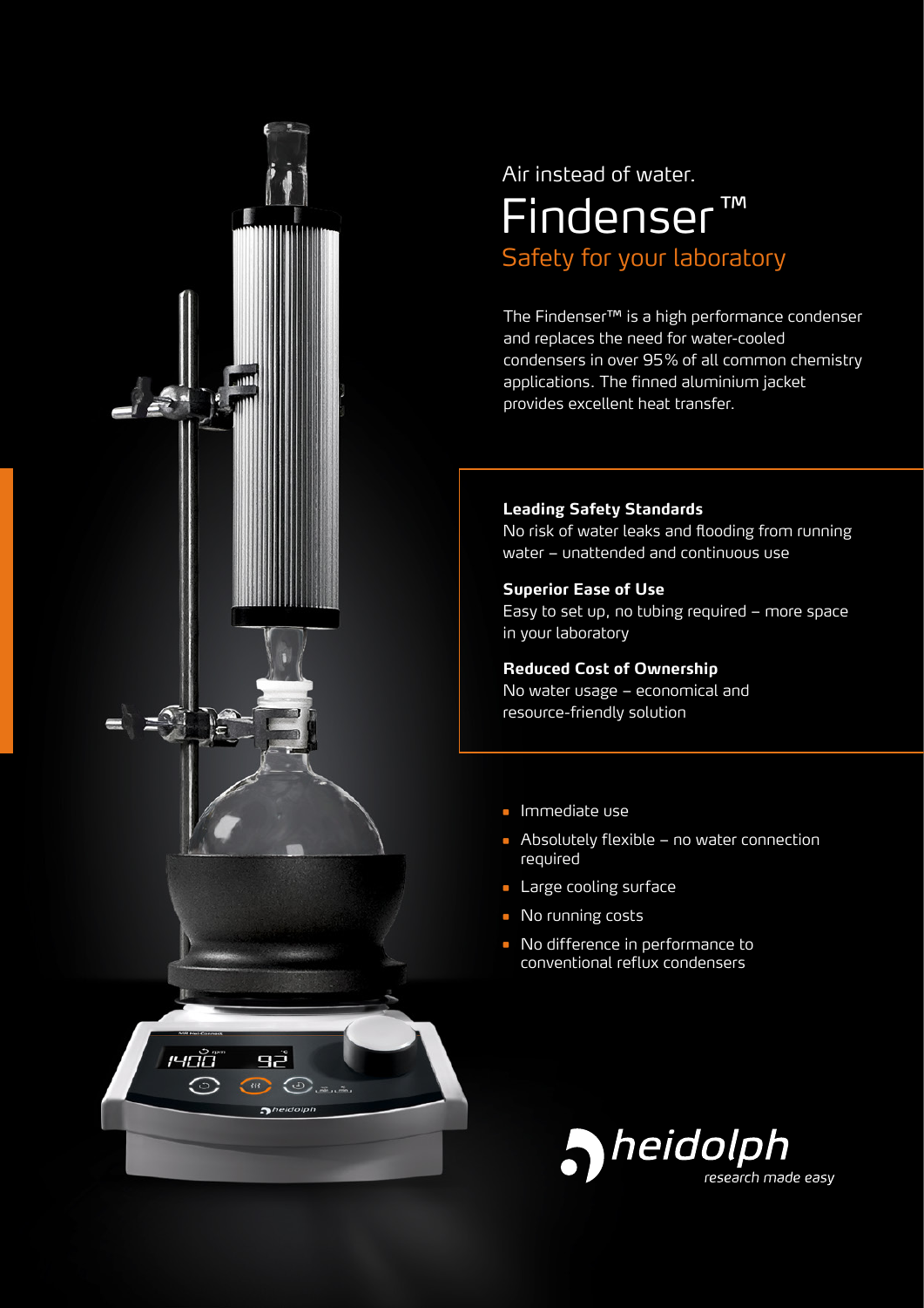Air instead of water.

# Findenser™

## Safety for your laboratory

The Findenser™ is a high performance condenser and replaces the need for water-cooled condensers in over 95% of all common chemistry applications. The finned aluminium jacket provides excellent heat transfer.

**Leading Safety Standards**
No risk of water leaks and flooding from running water – unattended and continuous use

**Superior Ease of Use**
Easy to set up, no tubing required – more space in your laboratory

**Reduced Cost of Ownership**
No water usage – economical and resource-friendly solution

- Immediate use
- Absolutely flexible – no water connection required
- Large cooling surface
- No running costs
- No difference in performance to conventional reflux condensers

heidolph
*research made easy*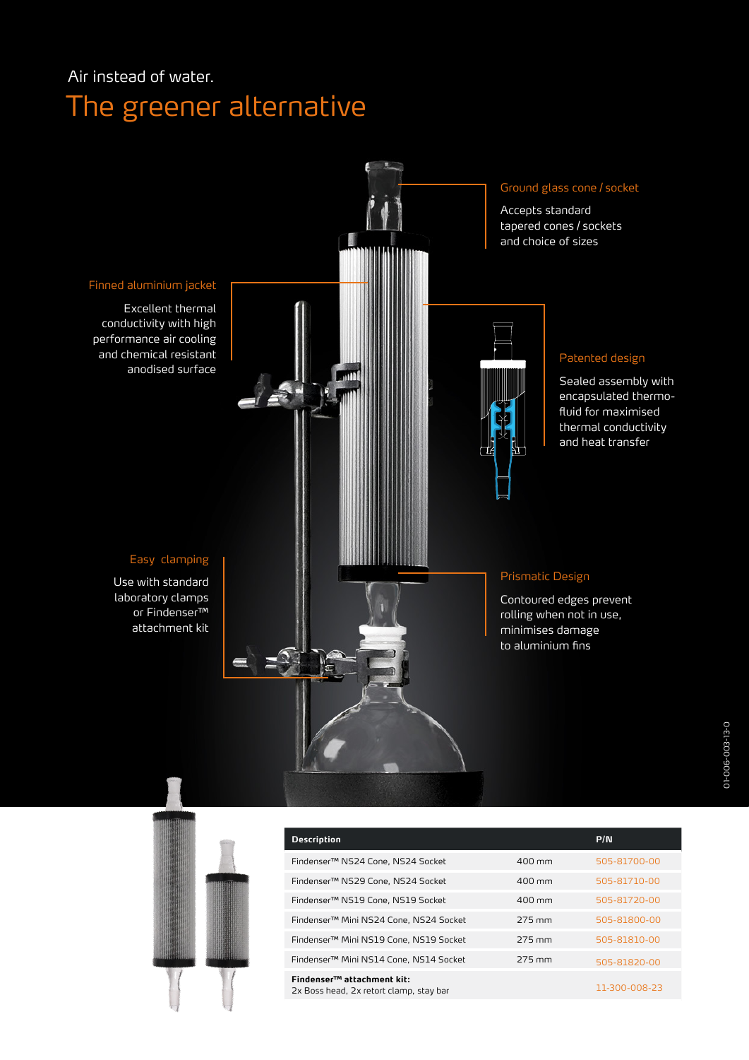Air instead of water.

# The greener alternative

### Ground glass cone / socket

Accepts standard tapered cones / sockets and choice of sizes

### Finned aluminium jacket

Excellent thermal conductivity with high performance air cooling and chemical resistant anodised surface

### Patented design

Sealed assembly with encapsulated thermo-fluid for maximised thermal conductivity and heat transfer

### Easy clamping

Use with standard laboratory clamps or Findenser™ attachment kit

### Prismatic Design

Contoured edges prevent rolling when not in use, minimises damage to aluminium fins

| Description | | P/N |
|---|---|---|
| Findenser™ NS24 Cone, NS24 Socket | 400 mm | 505-81700-00 |
| Findenser™ NS29 Cone, NS24 Socket | 400 mm | 505-81710-00 |
| Findenser™ NS19 Cone, NS19 Socket | 400 mm | 505-81720-00 |
| Findenser™ Mini NS24 Cone, NS24 Socket | 275 mm | 505-81800-00 |
| Findenser™ Mini NS19 Cone, NS19 Socket | 275 mm | 505-81810-00 |
| Findenser™ Mini NS14 Cone, NS14 Socket | 275 mm | 505-81820-00 |
| **Findenser™ attachment kit:** 2x Boss head, 2x retort clamp, stay bar | | 11-300-008-23 |

01-006-003-13-0